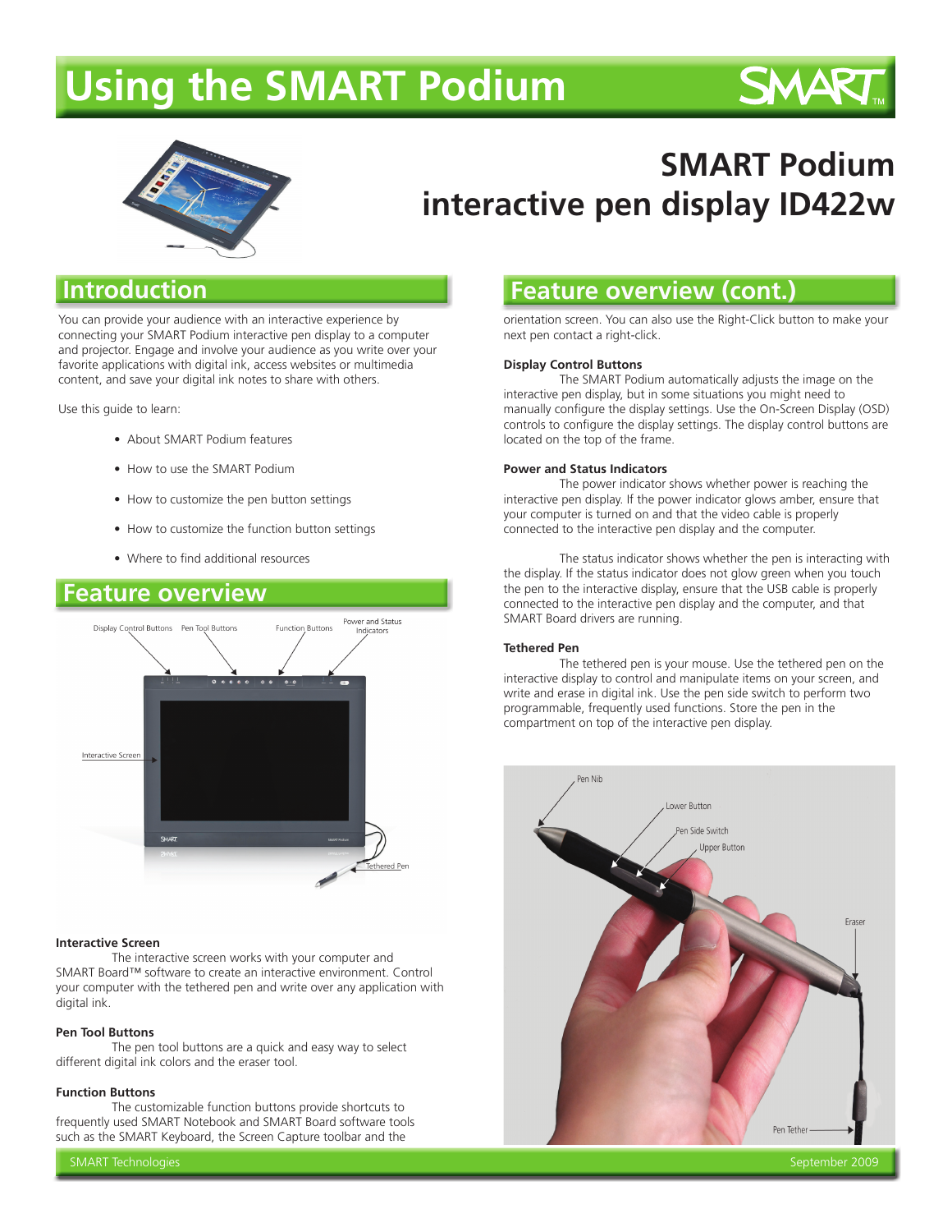# Using the SMART Podium

## SMART Podium interactive pen display ID422w

## Introduction

You can provide your audience with an interactive experience by connecting your SMART Podium interactive pen display to a computer and projector. Engage and involve your audience as you write over your favorite applications with digital ink, access websites or multimedia content, and save your digital ink notes to share with others.

Use this guide to learn:

- About SMART Podium features
- How to use the SMART Podium
- How to customize the pen button settings
- How to customize the function button settings
- Where to find additional resources

## Feature overview

Display Control Buttons, Pen Tool Buttons, Function Buttons, Power and Status Indicators, Interactive Screen, Tethered Pen

### Interactive Screen

The interactive screen works with your computer and SMART Board™ software to create an interactive environment. Control your computer with the tethered pen and write over any application with digital ink.

### Pen Tool Buttons

The pen tool buttons are a quick and easy way to select different digital ink colors and the eraser tool.

### Function Buttons

The customizable function buttons provide shortcuts to frequently used SMART Notebook and SMART Board software tools such as the SMART Keyboard, the Screen Capture toolbar and the orientation screen. You can also use the Right-Click button to make your next pen contact a right-click.

## Feature overview (cont.)

### Display Control Buttons

The SMART Podium automatically adjusts the image on the interactive pen display, but in some situations you might need to manually configure the display settings. Use the On-Screen Display (OSD) controls to configure the display settings. The display control buttons are located on the top of the frame.

### Power and Status Indicators

The power indicator shows whether power is reaching the interactive pen display. If the power indicator glows amber, ensure that your computer is turned on and that the video cable is properly connected to the interactive pen display and the computer.

The status indicator shows whether the pen is interacting with the display. If the status indicator does not glow green when you touch the pen to the interactive display, ensure that the USB cable is properly connected to the interactive pen display and the computer, and that SMART Board drivers are running.

### Tethered Pen

The tethered pen is your mouse. Use the tethered pen on the interactive display to control and manipulate items on your screen, and write and erase in digital ink. Use the pen side switch to perform two programmable, frequently used functions. Store the pen in the compartment on top of the interactive pen display.

Pen Nib, Lower Button, Pen Side Switch, Upper Button, Eraser, Pen Tether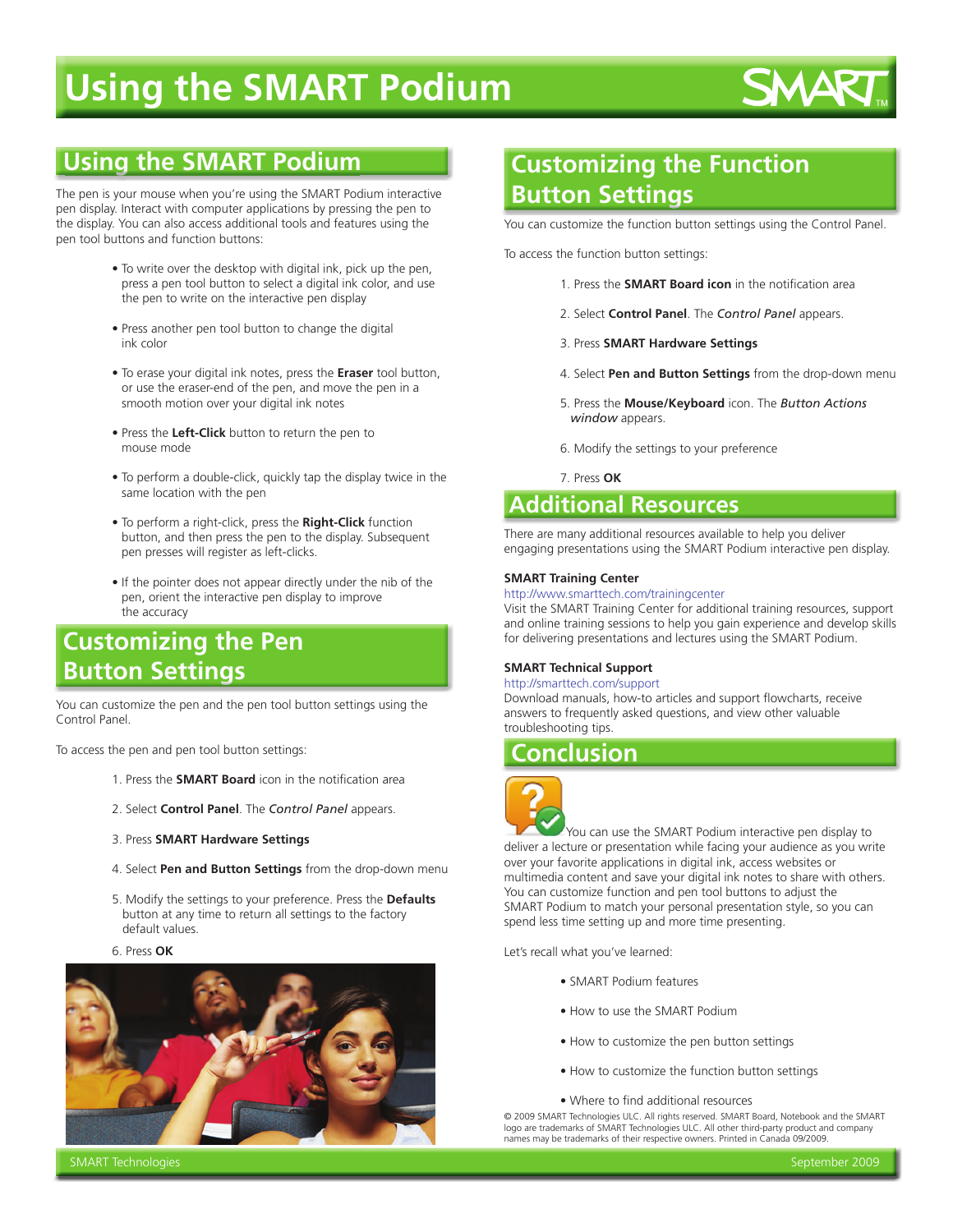# Using the SMART Podium

## Using the SMART Podium

The pen is your mouse when you're using the SMART Podium interactive pen display. Interact with computer applications by pressing the pen to the display. You can also access additional tools and features using the pen tool buttons and function buttons:

- To write over the desktop with digital ink, pick up the pen, press a pen tool button to select a digital ink color, and use the pen to write on the interactive pen display
- Press another pen tool button to change the digital ink color
- To erase your digital ink notes, press the **Eraser** tool button, or use the eraser-end of the pen, and move the pen in a smooth motion over your digital ink notes
- Press the **Left-Click** button to return the pen to mouse mode
- To perform a double-click, quickly tap the display twice in the same location with the pen
- To perform a right-click, press the **Right-Click** function button, and then press the pen to the display. Subsequent pen presses will register as left-clicks.
- If the pointer does not appear directly under the nib of the pen, orient the interactive pen display to improve the accuracy

## Customizing the Pen Button Settings

You can customize the pen and the pen tool button settings using the Control Panel.

To access the pen and pen tool button settings:

1. Press the **SMART Board** icon in the notification area
2. Select **Control Panel**. The *Control Panel* appears.
3. Press **SMART Hardware Settings**
4. Select **Pen and Button Settings** from the drop-down menu
5. Modify the settings to your preference. Press the **Defaults** button at any time to return all settings to the factory default values.
6. Press **OK**

## Customizing the Function Button Settings

You can customize the function button settings using the Control Panel.

To access the function button settings:

1. Press the **SMART Board icon** in the notification area
2. Select **Control Panel**. The *Control Panel* appears.
3. Press **SMART Hardware Settings**
4. Select **Pen and Button Settings** from the drop-down menu
5. Press the **Mouse/Keyboard** icon. The *Button Actions window* appears.
6. Modify the settings to your preference
7. Press **OK**

## Additional Resources

There are many additional resources available to help you deliver engaging presentations using the SMART Podium interactive pen display.

**SMART Training Center**
http://www.smarttech.com/trainingcenter
Visit the SMART Training Center for additional training resources, support and online training sessions to help you gain experience and develop skills for delivering presentations and lectures using the SMART Podium.

**SMART Technical Support**
http://smarttech.com/support
Download manuals, how-to articles and support flowcharts, receive answers to frequently asked questions, and view other valuable troubleshooting tips.

## Conclusion

You can use the SMART Podium interactive pen display to deliver a lecture or presentation while facing your audience as you write over your favorite applications in digital ink, access websites or multimedia content and save your digital ink notes to share with others. You can customize function and pen tool buttons to adjust the SMART Podium to match your personal presentation style, so you can spend less time setting up and more time presenting.

Let's recall what you've learned:

- SMART Podium features
- How to use the SMART Podium
- How to customize the pen button settings
- How to customize the function button settings
- Where to find additional resources

© 2009 SMART Technologies ULC. All rights reserved. SMART Board, Notebook and the SMART logo are trademarks of SMART Technologies ULC. All other third-party product and company names may be trademarks of their respective owners. Printed in Canada 09/2009.